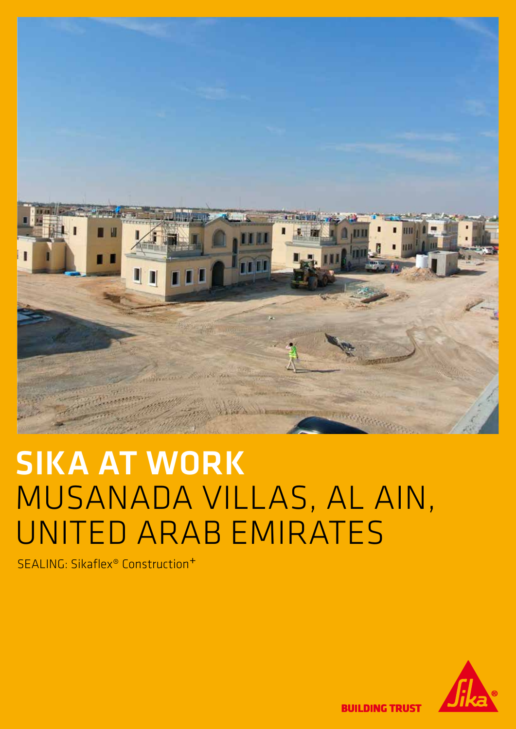# SIKA AT WORK
# MUSANADA VILLAS, AL AIN, UNITED ARAB EMIRATES

SEALING: Sikaflex® Construction+

BUILDING TRUST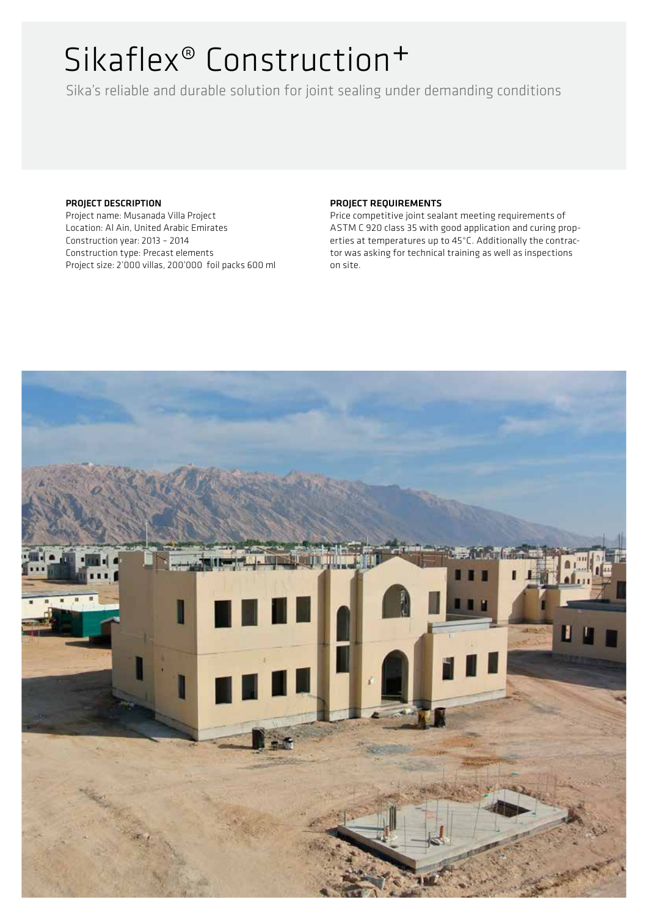# Sikaflex® Construction+

Sika's reliable and durable solution for joint sealing under demanding conditions

**PROJECT DESCRIPTION**

Project name: Musanada Villa Project
Location: Al Ain, United Arabic Emirates
Construction year: 2013 – 2014
Construction type: Precast elements
Project size: 2'000 villas, 200'000 foil packs 600 ml

**PROJECT REQUIREMENTS**

Price competitive joint sealant meeting requirements of ASTM C 920 class 35 with good application and curing properties at temperatures up to 45°C. Additionally the contractor was asking for technical training as well as inspections on site.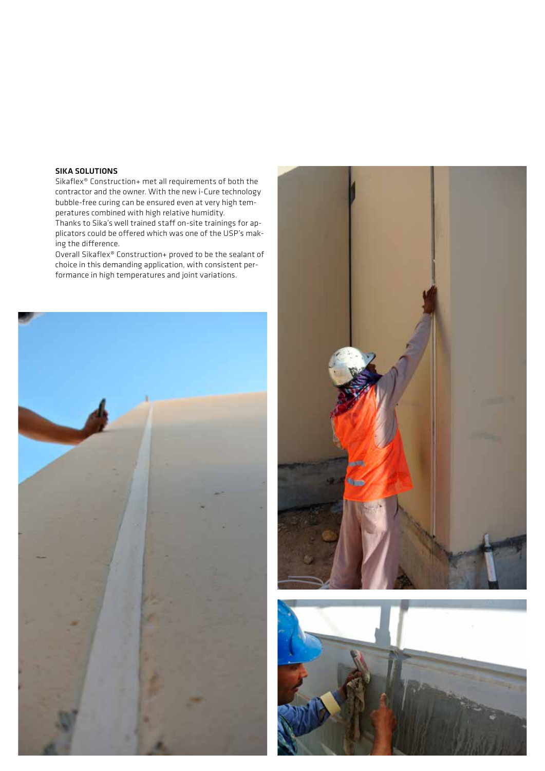### SIKA SOLUTIONS

Sikaflex® Construction+ met all requirements of both the contractor and the owner. With the new i-Cure technology bubble-free curing can be ensured even at very high temperatures combined with high relative humidity.
Thanks to Sika's well trained staff on-site trainings for applicators could be offered which was one of the USP's making the difference.
Overall Sikaflex® Construction+ proved to be the sealant of choice in this demanding application, with consistent performance in high temperatures and joint variations.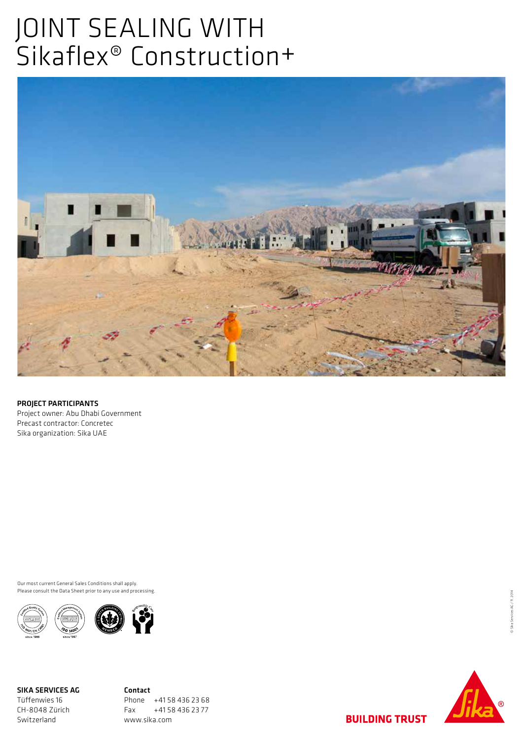# JOINT SEALING WITH Sikaflex® Construction+

**PROJECT PARTICIPANTS**

Project owner: Abu Dhabi Government
Precast contractor: Concretec
Sika organization: Sika UAE

Our most current General Sales Conditions shall apply.
Please consult the Data Sheet prior to any use and processing.

**SIKA SERVICES AG**
Tüffenwies 16
CH-8048 Zürich
Switzerland

**Contact**
Phone +41 58 436 23 68
Fax +41 58 436 23 77
www.sika.com

**BUILDING TRUST**

© Sika Services AG / 11. 2014